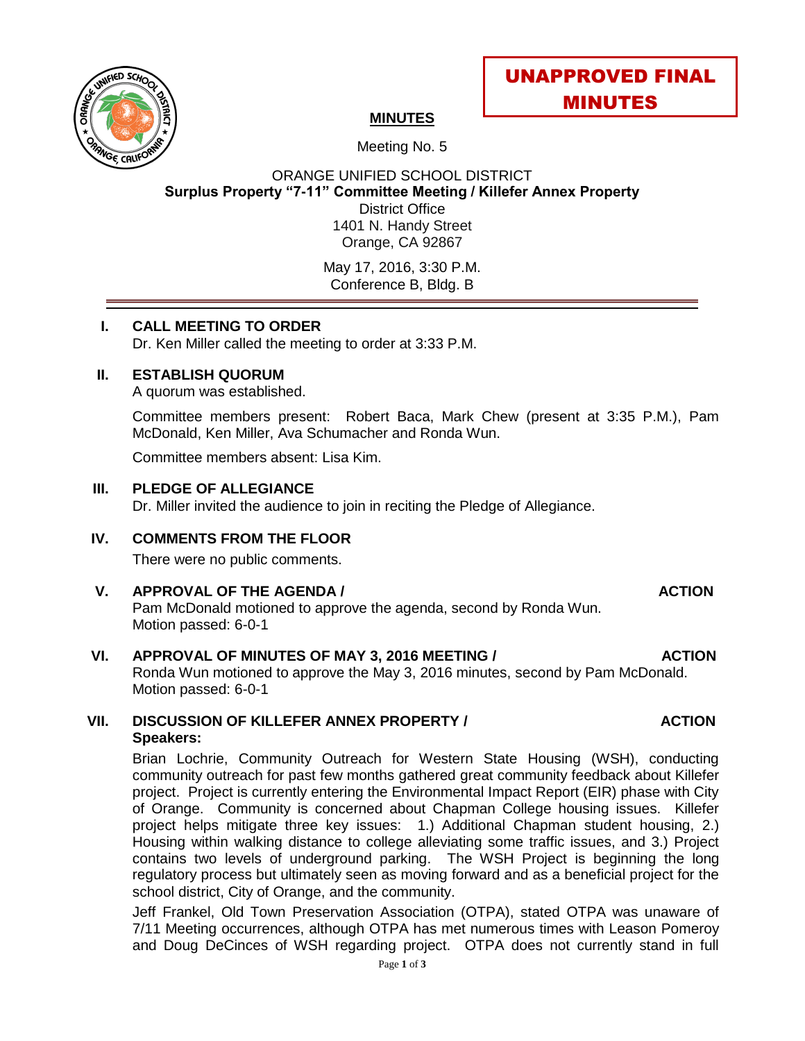**UNAPPROVED FINAL MINUTES**

# MINUTES

Meeting No. 5

ORANGE UNIFIED SCHOOL DISTRICT
**Surplus Property "7-11" Committee Meeting / Killefer Annex Property**
District Office
1401 N. Handy Street
Orange, CA 92867

May 17, 2016, 3:30 P.M.
Conference B, Bldg. B

---

## I. CALL MEETING TO ORDER

Dr. Ken Miller called the meeting to order at 3:33 P.M.

## II. ESTABLISH QUORUM

A quorum was established.

Committee members present: Robert Baca, Mark Chew (present at 3:35 P.M.), Pam McDonald, Ken Miller, Ava Schumacher and Ronda Wun.

Committee members absent: Lisa Kim.

## III. PLEDGE OF ALLEGIANCE

Dr. Miller invited the audience to join in reciting the Pledge of Allegiance.

## IV. COMMENTS FROM THE FLOOR

There were no public comments.

## V. APPROVAL OF THE AGENDA / ACTION

Pam McDonald motioned to approve the agenda, second by Ronda Wun.
Motion passed: 6-0-1

## VI. APPROVAL OF MINUTES OF MAY 3, 2016 MEETING / ACTION

Ronda Wun motioned to approve the May 3, 2016 minutes, second by Pam McDonald.
Motion passed: 6-0-1

## VII. DISCUSSION OF KILLEFER ANNEX PROPERTY / ACTION

**Speakers:**

Brian Lochrie, Community Outreach for Western State Housing (WSH), conducting community outreach for past few months gathered great community feedback about Killefer project. Project is currently entering the Environmental Impact Report (EIR) phase with City of Orange. Community is concerned about Chapman College housing issues. Killefer project helps mitigate three key issues: 1.) Additional Chapman student housing, 2.) Housing within walking distance to college alleviating some traffic issues, and 3.) Project contains two levels of underground parking. The WSH Project is beginning the long regulatory process but ultimately seen as moving forward and as a beneficial project for the school district, City of Orange, and the community.

Jeff Frankel, Old Town Preservation Association (OTPA), stated OTPA was unaware of 7/11 Meeting occurrences, although OTPA has met numerous times with Leason Pomeroy and Doug DeCinces of WSH regarding project. OTPA does not currently stand in full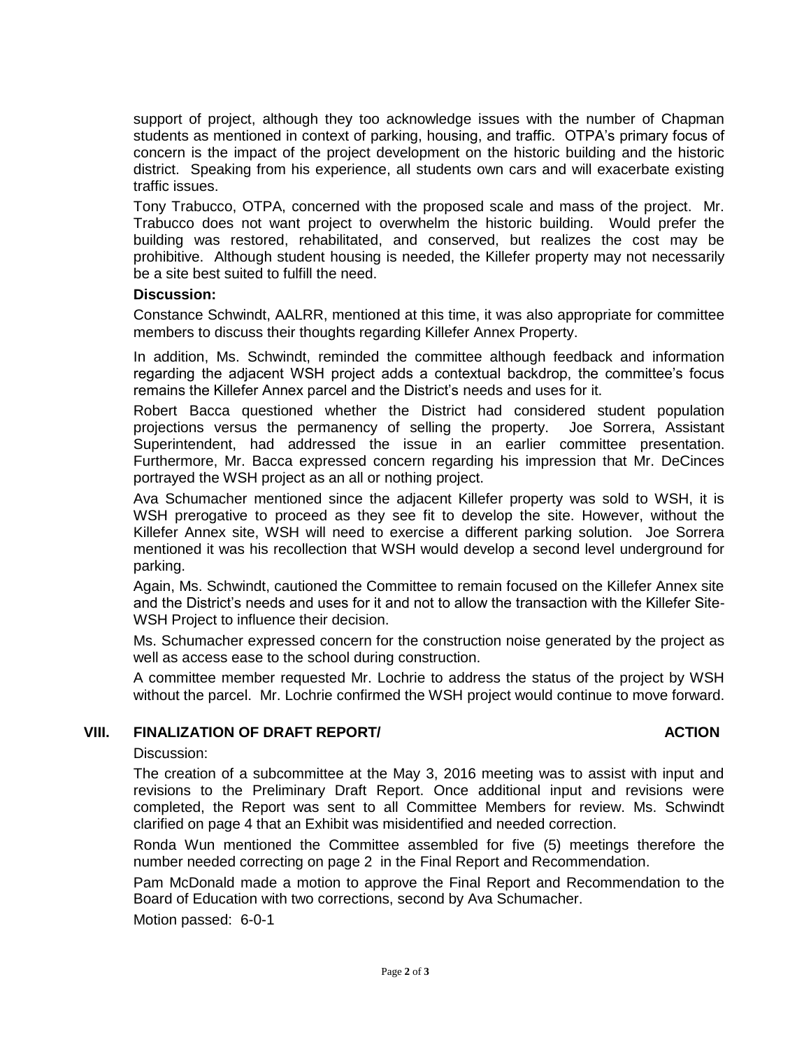support of project, although they too acknowledge issues with the number of Chapman students as mentioned in context of parking, housing, and traffic. OTPA's primary focus of concern is the impact of the project development on the historic building and the historic district. Speaking from his experience, all students own cars and will exacerbate existing traffic issues.

Tony Trabucco, OTPA, concerned with the proposed scale and mass of the project. Mr. Trabucco does not want project to overwhelm the historic building. Would prefer the building was restored, rehabilitated, and conserved, but realizes the cost may be prohibitive. Although student housing is needed, the Killefer property may not necessarily be a site best suited to fulfill the need.

**Discussion:**

Constance Schwindt, AALRR, mentioned at this time, it was also appropriate for committee members to discuss their thoughts regarding Killefer Annex Property.

In addition, Ms. Schwindt, reminded the committee although feedback and information regarding the adjacent WSH project adds a contextual backdrop, the committee's focus remains the Killefer Annex parcel and the District's needs and uses for it.

Robert Bacca questioned whether the District had considered student population projections versus the permanency of selling the property. Joe Sorrera, Assistant Superintendent, had addressed the issue in an earlier committee presentation. Furthermore, Mr. Bacca expressed concern regarding his impression that Mr. DeCinces portrayed the WSH project as an all or nothing project.

Ava Schumacher mentioned since the adjacent Killefer property was sold to WSH, it is WSH prerogative to proceed as they see fit to develop the site. However, without the Killefer Annex site, WSH will need to exercise a different parking solution. Joe Sorrera mentioned it was his recollection that WSH would develop a second level underground for parking.

Again, Ms. Schwindt, cautioned the Committee to remain focused on the Killefer Annex site and the District's needs and uses for it and not to allow the transaction with the Killefer Site-WSH Project to influence their decision.

Ms. Schumacher expressed concern for the construction noise generated by the project as well as access ease to the school during construction.

A committee member requested Mr. Lochrie to address the status of the project by WSH without the parcel. Mr. Lochrie confirmed the WSH project would continue to move forward.

## VIII. FINALIZATION OF DRAFT REPORT/ ACTION

Discussion:

The creation of a subcommittee at the May 3, 2016 meeting was to assist with input and revisions to the Preliminary Draft Report. Once additional input and revisions were completed, the Report was sent to all Committee Members for review. Ms. Schwindt clarified on page 4 that an Exhibit was misidentified and needed correction.

Ronda Wun mentioned the Committee assembled for five (5) meetings therefore the number needed correcting on page 2 in the Final Report and Recommendation.

Pam McDonald made a motion to approve the Final Report and Recommendation to the Board of Education with two corrections, second by Ava Schumacher.

Motion passed: 6-0-1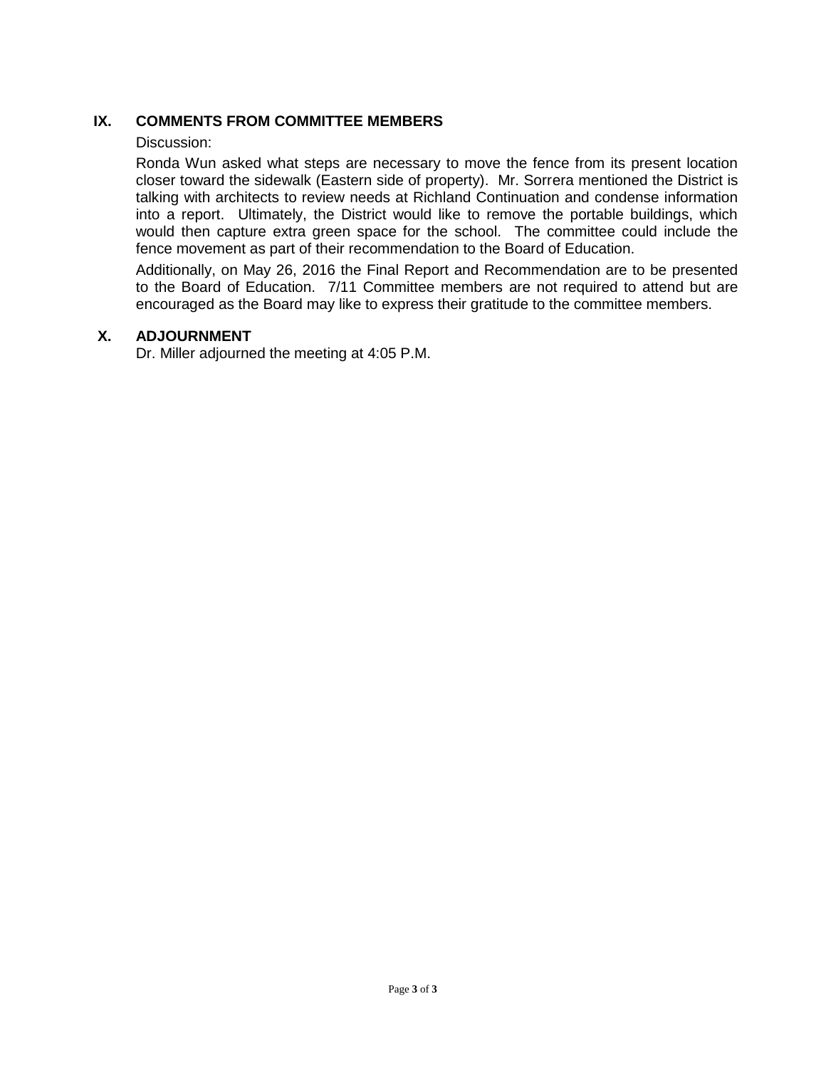## IX. COMMENTS FROM COMMITTEE MEMBERS

Discussion:

Ronda Wun asked what steps are necessary to move the fence from its present location closer toward the sidewalk (Eastern side of property). Mr. Sorrera mentioned the District is talking with architects to review needs at Richland Continuation and condense information into a report. Ultimately, the District would like to remove the portable buildings, which would then capture extra green space for the school. The committee could include the fence movement as part of their recommendation to the Board of Education.

Additionally, on May 26, 2016 the Final Report and Recommendation are to be presented to the Board of Education. 7/11 Committee members are not required to attend but are encouraged as the Board may like to express their gratitude to the committee members.

## X. ADJOURNMENT

Dr. Miller adjourned the meeting at 4:05 P.M.